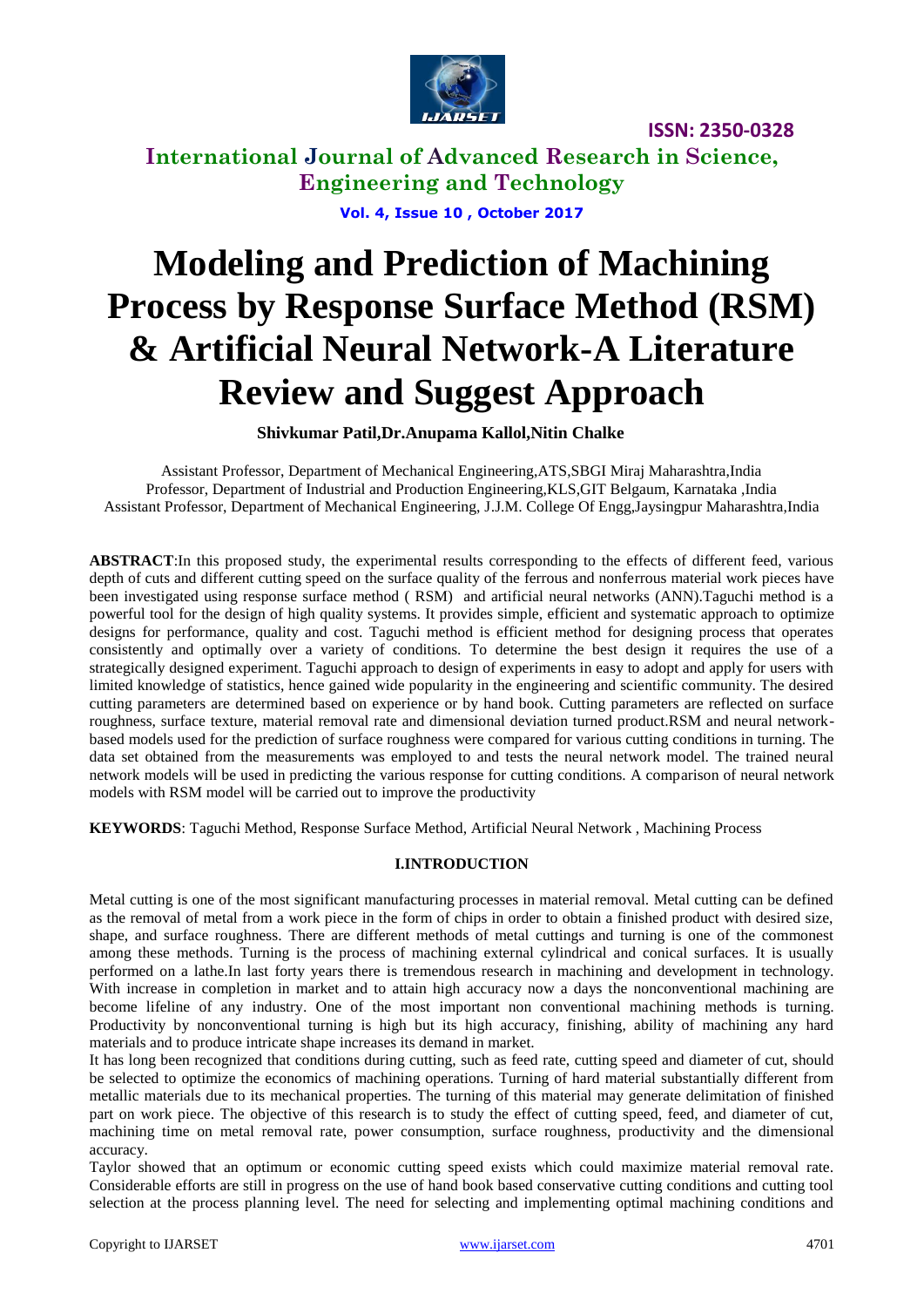# Modeling and Prediction of Machining Process by Response Surface Method (RSM) & Artificial Neural Network-A Literature Review and Suggest Approach

**Shivkumar Patil,Dr.Anupama Kallol,Nitin Chalke**

Assistant Professor, Department of Mechanical Engineering,ATS,SBGI Miraj Maharashtra,India
Professor, Department of Industrial and Production Engineering,KLS,GIT Belgaum, Karnataka ,India
Assistant Professor, Department of Mechanical Engineering, J.J.M. College Of Engg,Jaysingpur Maharashtra,India

**ABSTRACT**:In this proposed study, the experimental results corresponding to the effects of different feed, various depth of cuts and different cutting speed on the surface quality of the ferrous and nonferrous material work pieces have been investigated using response surface method ( RSM) and artificial neural networks (ANN).Taguchi method is a powerful tool for the design of high quality systems. It provides simple, efficient and systematic approach to optimize designs for performance, quality and cost. Taguchi method is efficient method for designing process that operates consistently and optimally over a variety of conditions. To determine the best design it requires the use of a strategically designed experiment. Taguchi approach to design of experiments in easy to adopt and apply for users with limited knowledge of statistics, hence gained wide popularity in the engineering and scientific community. The desired cutting parameters are determined based on experience or by hand book. Cutting parameters are reflected on surface roughness, surface texture, material removal rate and dimensional deviation turned product.RSM and neural network-based models used for the prediction of surface roughness were compared for various cutting conditions in turning. The data set obtained from the measurements was employed to and tests the neural network model. The trained neural network models will be used in predicting the various response for cutting conditions. A comparison of neural network models with RSM model will be carried out to improve the productivity

**KEYWORDS**: Taguchi Method, Response Surface Method, Artificial Neural Network , Machining Process

## I.INTRODUCTION

Metal cutting is one of the most significant manufacturing processes in material removal. Metal cutting can be defined as the removal of metal from a work piece in the form of chips in order to obtain a finished product with desired size, shape, and surface roughness. There are different methods of metal cuttings and turning is one of the commonest among these methods. Turning is the process of machining external cylindrical and conical surfaces. It is usually performed on a lathe.In last forty years there is tremendous research in machining and development in technology. With increase in completion in market and to attain high accuracy now a days the nonconventional machining are become lifeline of any industry. One of the most important non conventional machining methods is turning. Productivity by nonconventional turning is high but its high accuracy, finishing, ability of machining any hard materials and to produce intricate shape increases its demand in market.

It has long been recognized that conditions during cutting, such as feed rate, cutting speed and diameter of cut, should be selected to optimize the economics of machining operations. Turning of hard material substantially different from metallic materials due to its mechanical properties. The turning of this material may generate delimitation of finished part on work piece. The objective of this research is to study the effect of cutting speed, feed, and diameter of cut, machining time on metal removal rate, power consumption, surface roughness, productivity and the dimensional accuracy.

Taylor showed that an optimum or economic cutting speed exists which could maximize material removal rate. Considerable efforts are still in progress on the use of hand book based conservative cutting conditions and cutting tool selection at the process planning level. The need for selecting and implementing optimal machining conditions and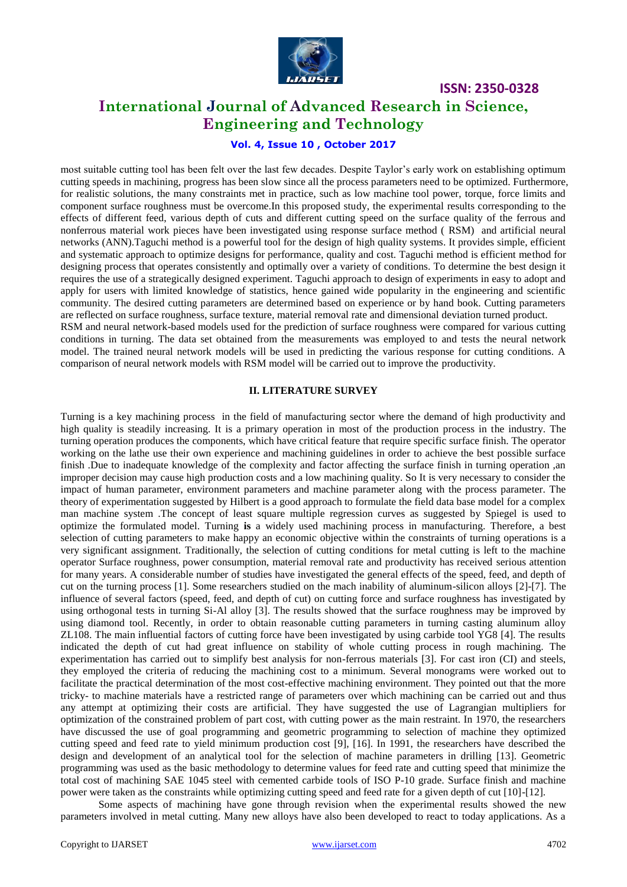most suitable cutting tool has been felt over the last few decades. Despite Taylor's early work on establishing optimum cutting speeds in machining, progress has been slow since all the process parameters need to be optimized. Furthermore, for realistic solutions, the many constraints met in practice, such as low machine tool power, torque, force limits and component surface roughness must be overcome.In this proposed study, the experimental results corresponding to the effects of different feed, various depth of cuts and different cutting speed on the surface quality of the ferrous and nonferrous material work pieces have been investigated using response surface method ( RSM) and artificial neural networks (ANN).Taguchi method is a powerful tool for the design of high quality systems. It provides simple, efficient and systematic approach to optimize designs for performance, quality and cost. Taguchi method is efficient method for designing process that operates consistently and optimally over a variety of conditions. To determine the best design it requires the use of a strategically designed experiment. Taguchi approach to design of experiments in easy to adopt and apply for users with limited knowledge of statistics, hence gained wide popularity in the engineering and scientific community. The desired cutting parameters are determined based on experience or by hand book. Cutting parameters are reflected on surface roughness, surface texture, material removal rate and dimensional deviation turned product.

RSM and neural network-based models used for the prediction of surface roughness were compared for various cutting conditions in turning. The data set obtained from the measurements was employed to and tests the neural network model. The trained neural network models will be used in predicting the various response for cutting conditions. A comparison of neural network models with RSM model will be carried out to improve the productivity.

## II. LITERATURE SURVEY

Turning is a key machining process in the field of manufacturing sector where the demand of high productivity and high quality is steadily increasing. It is a primary operation in most of the production process in the industry. The turning operation produces the components, which have critical feature that require specific surface finish. The operator working on the lathe use their own experience and machining guidelines in order to achieve the best possible surface finish .Due to inadequate knowledge of the complexity and factor affecting the surface finish in turning operation ,an improper decision may cause high production costs and a low machining quality. So It is very necessary to consider the impact of human parameter, environment parameters and machine parameter along with the process parameter. The theory of experimentation suggested by Hilbert is a good approach to formulate the field data base model for a complex man machine system .The concept of least square multiple regression curves as suggested by Spiegel is used to optimize the formulated model. Turning **is** a widely used machining process in manufacturing. Therefore, a best selection of cutting parameters to make happy an economic objective within the constraints of turning operations is a very significant assignment. Traditionally, the selection of cutting conditions for metal cutting is left to the machine operator Surface roughness, power consumption, material removal rate and productivity has received serious attention for many years. A considerable number of studies have investigated the general effects of the speed, feed, and depth of cut on the turning process [1]. Some researchers studied on the mach inability of aluminum-silicon alloys [2]-[7]. The influence of several factors (speed, feed, and depth of cut) on cutting force and surface roughness has investigated by using orthogonal tests in turning Si-Al alloy [3]. The results showed that the surface roughness may be improved by using diamond tool. Recently, in order to obtain reasonable cutting parameters in turning casting aluminum alloy ZL108. The main influential factors of cutting force have been investigated by using carbide tool YG8 [4]. The results indicated the depth of cut had great influence on stability of whole cutting process in rough machining. The experimentation has carried out to simplify best analysis for non-ferrous materials [3]. For cast iron (CI) and steels, they employed the criteria of reducing the machining cost to a minimum. Several monograms were worked out to facilitate the practical determination of the most cost-effective machining environment. They pointed out that the more tricky- to machine materials have a restricted range of parameters over which machining can be carried out and thus any attempt at optimizing their costs are artificial. They have suggested the use of Lagrangian multipliers for optimization of the constrained problem of part cost, with cutting power as the main restraint. In 1970, the researchers have discussed the use of goal programming and geometric programming to selection of machine they optimized cutting speed and feed rate to yield minimum production cost [9], [16]. In 1991, the researchers have described the design and development of an analytical tool for the selection of machine parameters in drilling [13]. Geometric programming was used as the basic methodology to determine values for feed rate and cutting speed that minimize the total cost of machining SAE 1045 steel with cemented carbide tools of ISO P-10 grade. Surface finish and machine power were taken as the constraints while optimizing cutting speed and feed rate for a given depth of cut [10]-[12].

Some aspects of machining have gone through revision when the experimental results showed the new parameters involved in metal cutting. Many new alloys have also been developed to react to today applications. As a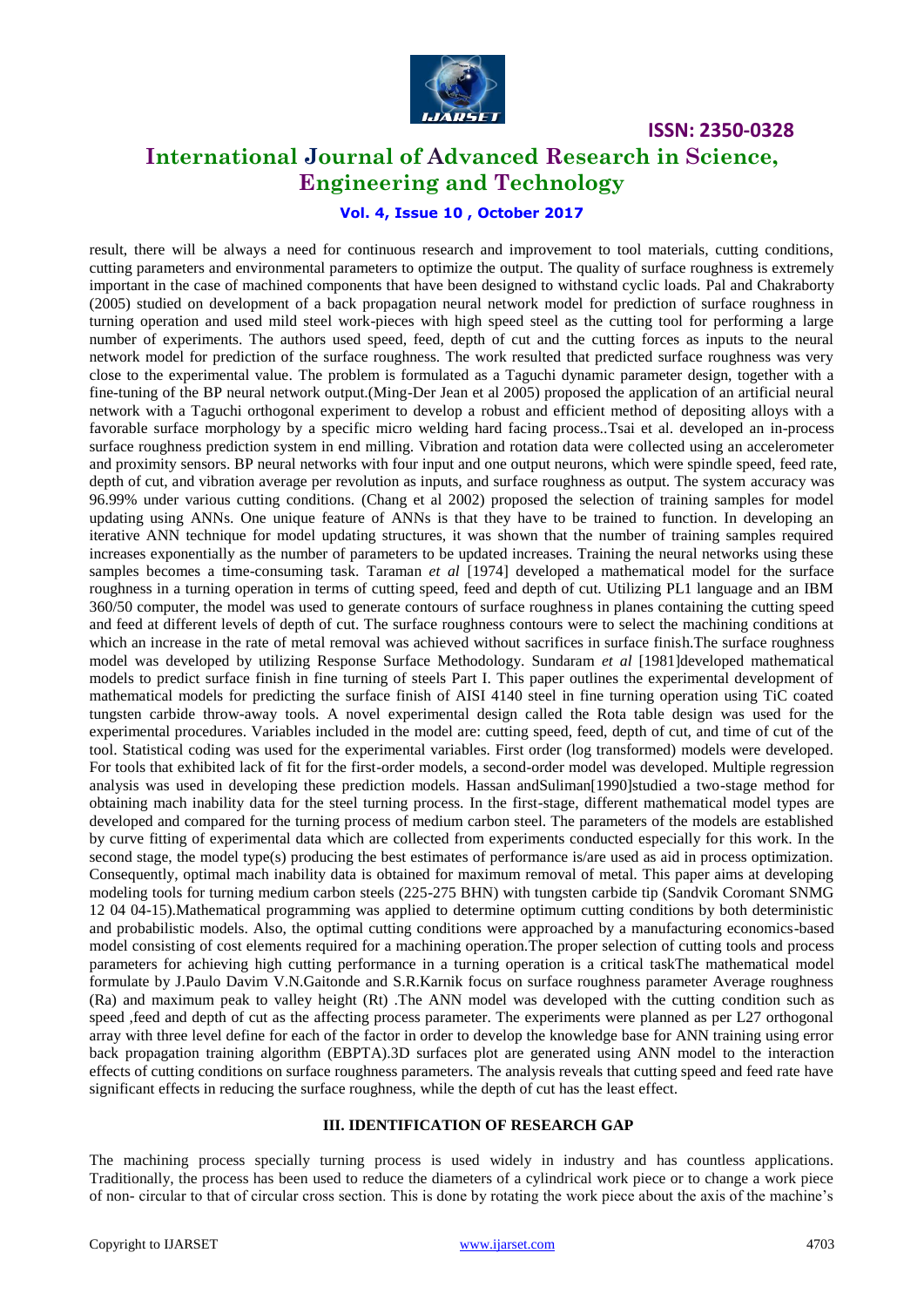result, there will be always a need for continuous research and improvement to tool materials, cutting conditions, cutting parameters and environmental parameters to optimize the output. The quality of surface roughness is extremely important in the case of machined components that have been designed to withstand cyclic loads. Pal and Chakraborty (2005) studied on development of a back propagation neural network model for prediction of surface roughness in turning operation and used mild steel work-pieces with high speed steel as the cutting tool for performing a large number of experiments. The authors used speed, feed, depth of cut and the cutting forces as inputs to the neural network model for prediction of the surface roughness. The work resulted that predicted surface roughness was very close to the experimental value. The problem is formulated as a Taguchi dynamic parameter design, together with a fine-tuning of the BP neural network output.(Ming-Der Jean et al 2005) proposed the application of an artificial neural network with a Taguchi orthogonal experiment to develop a robust and efficient method of depositing alloys with a favorable surface morphology by a specific micro welding hard facing process..Tsai et al. developed an in-process surface roughness prediction system in end milling. Vibration and rotation data were collected using an accelerometer and proximity sensors. BP neural networks with four input and one output neurons, which were spindle speed, feed rate, depth of cut, and vibration average per revolution as inputs, and surface roughness as output. The system accuracy was 96.99% under various cutting conditions. (Chang et al 2002) proposed the selection of training samples for model updating using ANNs. One unique feature of ANNs is that they have to be trained to function. In developing an iterative ANN technique for model updating structures, it was shown that the number of training samples required increases exponentially as the number of parameters to be updated increases. Training the neural networks using these samples becomes a time-consuming task. Taraman *et al* [1974] developed a mathematical model for the surface roughness in a turning operation in terms of cutting speed, feed and depth of cut. Utilizing PL1 language and an IBM 360/50 computer, the model was used to generate contours of surface roughness in planes containing the cutting speed and feed at different levels of depth of cut. The surface roughness contours were to select the machining conditions at which an increase in the rate of metal removal was achieved without sacrifices in surface finish.The surface roughness model was developed by utilizing Response Surface Methodology. Sundaram *et al* [1981]developed mathematical models to predict surface finish in fine turning of steels Part I. This paper outlines the experimental development of mathematical models for predicting the surface finish of AISI 4140 steel in fine turning operation using TiC coated tungsten carbide throw-away tools. A novel experimental design called the Rota table design was used for the experimental procedures. Variables included in the model are: cutting speed, feed, depth of cut, and time of cut of the tool. Statistical coding was used for the experimental variables. First order (log transformed) models were developed. For tools that exhibited lack of fit for the first-order models, a second-order model was developed. Multiple regression analysis was used in developing these prediction models. Hassan andSuliman[1990]studied a two-stage method for obtaining mach inability data for the steel turning process. In the first-stage, different mathematical model types are developed and compared for the turning process of medium carbon steel. The parameters of the models are established by curve fitting of experimental data which are collected from experiments conducted especially for this work. In the second stage, the model type(s) producing the best estimates of performance is/are used as aid in process optimization. Consequently, optimal mach inability data is obtained for maximum removal of metal. This paper aims at developing modeling tools for turning medium carbon steels (225-275 BHN) with tungsten carbide tip (Sandvik Coromant SNMG 12 04 04-15).Mathematical programming was applied to determine optimum cutting conditions by both deterministic and probabilistic models. Also, the optimal cutting conditions were approached by a manufacturing economics-based model consisting of cost elements required for a machining operation.The proper selection of cutting tools and process parameters for achieving high cutting performance in a turning operation is a critical taskThe mathematical model formulate by J.Paulo Davim V.N.Gaitonde and S.R.Karnik focus on surface roughness parameter Average roughness (Ra) and maximum peak to valley height (Rt) .The ANN model was developed with the cutting condition such as speed ,feed and depth of cut as the affecting process parameter. The experiments were planned as per L27 orthogonal array with three level define for each of the factor in order to develop the knowledge base for ANN training using error back propagation training algorithm (EBPTA).3D surfaces plot are generated using ANN model to the interaction effects of cutting conditions on surface roughness parameters. The analysis reveals that cutting speed and feed rate have significant effects in reducing the surface roughness, while the depth of cut has the least effect.

## III. IDENTIFICATION OF RESEARCH GAP

The machining process specially turning process is used widely in industry and has countless applications. Traditionally, the process has been used to reduce the diameters of a cylindrical work piece or to change a work piece of non- circular to that of circular cross section. This is done by rotating the work piece about the axis of the machine's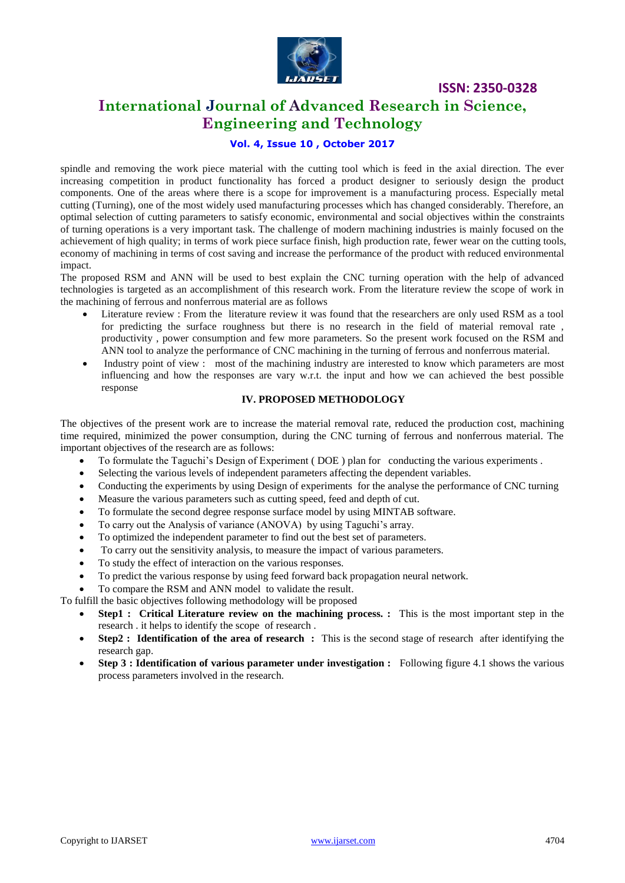spindle and removing the work piece material with the cutting tool which is feed in the axial direction. The ever increasing competition in product functionality has forced a product designer to seriously design the product components. One of the areas where there is a scope for improvement is a manufacturing process. Especially metal cutting (Turning), one of the most widely used manufacturing processes which has changed considerably. Therefore, an optimal selection of cutting parameters to satisfy economic, environmental and social objectives within the constraints of turning operations is a very important task. The challenge of modern machining industries is mainly focused on the achievement of high quality; in terms of work piece surface finish, high production rate, fewer wear on the cutting tools, economy of machining in terms of cost saving and increase the performance of the product with reduced environmental impact.

The proposed RSM and ANN will be used to best explain the CNC turning operation with the help of advanced technologies is targeted as an accomplishment of this research work. From the literature review the scope of work in the machining of ferrous and nonferrous material are as follows

- Literature review : From the literature review it was found that the researchers are only used RSM as a tool for predicting the surface roughness but there is no research in the field of material removal rate , productivity , power consumption and few more parameters. So the present work focused on the RSM and ANN tool to analyze the performance of CNC machining in the turning of ferrous and nonferrous material.
- Industry point of view : most of the machining industry are interested to know which parameters are most influencing and how the responses are vary w.r.t. the input and how we can achieved the best possible response

## IV. PROPOSED METHODOLOGY

The objectives of the present work are to increase the material removal rate, reduced the production cost, machining time required, minimized the power consumption, during the CNC turning of ferrous and nonferrous material. The important objectives of the research are as follows:

- To formulate the Taguchi's Design of Experiment ( DOE ) plan for conducting the various experiments .
- Selecting the various levels of independent parameters affecting the dependent variables.
- Conducting the experiments by using Design of experiments for the analyse the performance of CNC turning
- Measure the various parameters such as cutting speed, feed and depth of cut.
- To formulate the second degree response surface model by using MINTAB software.
- To carry out the Analysis of variance (ANOVA) by using Taguchi's array.
- To optimized the independent parameter to find out the best set of parameters.
- To carry out the sensitivity analysis, to measure the impact of various parameters.
- To study the effect of interaction on the various responses.
- To predict the various response by using feed forward back propagation neural network.
- To compare the RSM and ANN model to validate the result.

To fulfill the basic objectives following methodology will be proposed

- **Step1 : Critical Literature review on the machining process. :** This is the most important step in the research . it helps to identify the scope of research .
- **Step2 : Identification of the area of research :** This is the second stage of research after identifying the research gap.
- **Step 3 : Identification of various parameter under investigation :** Following figure 4.1 shows the various process parameters involved in the research.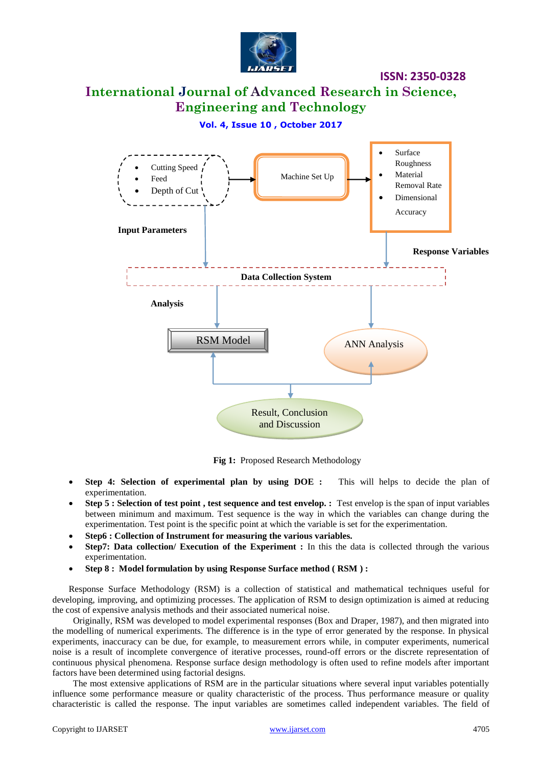Fig 1: Proposed Research Methodology

- **Step 4: Selection of experimental plan by using DOE :** This will helps to decide the plan of experimentation.
- **Step 5 : Selection of test point , test sequence and test envelop. :** Test envelop is the span of input variables between minimum and maximum. Test sequence is the way in which the variables can change during the experimentation. Test point is the specific point at which the variable is set for the experimentation.
- **Step6 : Collection of Instrument for measuring the various variables.**
- **Step7: Data collection/ Execution of the Experiment :** In this the data is collected through the various experimentation.
- **Step 8 : Model formulation by using Response Surface method ( RSM ) :**

Response Surface Methodology (RSM) is a collection of statistical and mathematical techniques useful for developing, improving, and optimizing processes. The application of RSM to design optimization is aimed at reducing the cost of expensive analysis methods and their associated numerical noise.

Originally, RSM was developed to model experimental responses (Box and Draper, 1987), and then migrated into the modelling of numerical experiments. The difference is in the type of error generated by the response. In physical experiments, inaccuracy can be due, for example, to measurement errors while, in computer experiments, numerical noise is a result of incomplete convergence of iterative processes, round-off errors or the discrete representation of continuous physical phenomena. Response surface design methodology is often used to refine models after important factors have been determined using factorial designs.

The most extensive applications of RSM are in the particular situations where several input variables potentially influence some performance measure or quality characteristic of the process. Thus performance measure or quality characteristic is called the response. The input variables are sometimes called independent variables. The field of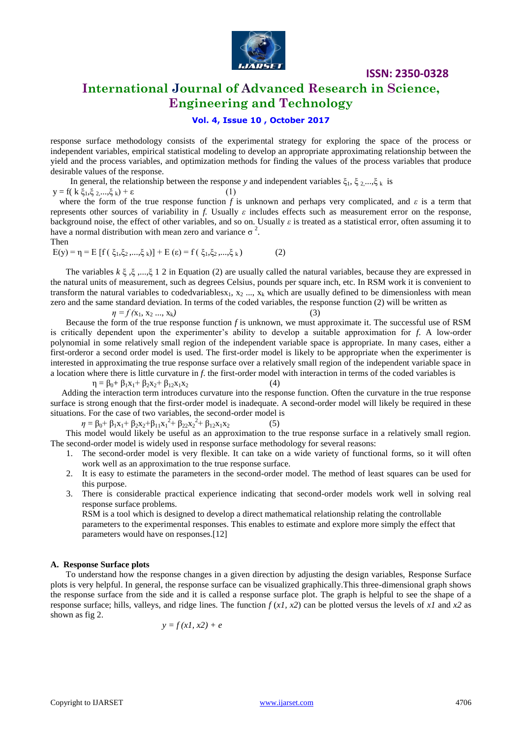response surface methodology consists of the experimental strategy for exploring the space of the process or independent variables, empirical statistical modeling to develop an appropriate approximating relationship between the yield and the process variables, and optimization methods for finding the values of the process variables that produce desirable values of the response.

In general, the relationship between the response *y* and independent variables $\xi_1, \xi_2, ..., \xi_k$ is

$$y = f( k\ \xi_1, \xi_2, ..., \xi_k) + \varepsilon \qquad (1)$$

where the form of the true response function *f* is unknown and perhaps very complicated, and $\varepsilon$ is a term that represents other sources of variability in *f*. Usually $\varepsilon$ includes effects such as measurement error on the response, background noise, the effect of other variables, and so on. Usually $\varepsilon$ is treated as a statistical error, often assuming it to have a normal distribution with mean zero and variance $\sigma^2$.

Then

$$E(y) = \eta = E [f ( \xi_1, \xi_2, ..., \xi_k)] + E (\varepsilon) = f ( \xi_1, \xi_2, ..., \xi_k) \qquad (2)$$

The variables $k\ \xi, \xi, ..., \xi\ 1\ 2$ in Equation (2) are usually called the natural variables, because they are expressed in the natural units of measurement, such as degrees Celsius, pounds per square inch, etc. In RSM work it is convenient to transform the natural variables to codedvariables$x_1, x_2 ..., x_k$ which are usually defined to be dimensionless with mean zero and the same standard deviation. In terms of the coded variables, the response function (2) will be written as

$$\eta = f (x_1, x_2 ..., x_k) \qquad (3)$$

Because the form of the true response function *f* is unknown, we must approximate it. The successful use of RSM is critically dependent upon the experimenter's ability to develop a suitable approximation for *f*. A low-order polynomial in some relatively small region of the independent variable space is appropriate. In many cases, either a first-orderor a second order model is used. The first-order model is likely to be appropriate when the experimenter is interested in approximating the true response surface over a relatively small region of the independent variable space in a location where there is little curvature in *f*. the first-order model with interaction in terms of the coded variables is

$$\eta = \beta_0 + \beta_1 x_1 + \beta_2 x_2 + \beta_{12} x_1 x_2 \qquad (4)$$

Adding the interaction term introduces curvature into the response function. Often the curvature in the true response surface is strong enough that the first-order model is inadequate. A second-order model will likely be required in these situations. For the case of two variables, the second-order model is

$$\eta = \beta_0 + \beta_1 x_1 + \beta_2 x_2 + \beta_{11} x_1^2 + \beta_{22} x_2^2 + \beta_{12} x_1 x_2 \qquad (5)$$

This model would likely be useful as an approximation to the true response surface in a relatively small region. The second-order model is widely used in response surface methodology for several reasons:

1. The second-order model is very flexible. It can take on a wide variety of functional forms, so it will often work well as an approximation to the true response surface.
2. It is easy to estimate the parameters in the second-order model. The method of least squares can be used for this purpose.
3. There is considerable practical experience indicating that second-order models work well in solving real response surface problems.

   RSM is a tool which is designed to develop a direct mathematical relationship relating the controllable parameters to the experimental responses. This enables to estimate and explore more simply the effect that parameters would have on responses.[12]

**A. Response Surface plots**

To understand how the response changes in a given direction by adjusting the design variables, Response Surface plots is very helpful. In general, the response surface can be visualized graphically.This three-dimensional graph shows the response surface from the side and it is called a response surface plot. The graph is helpful to see the shape of a response surface; hills, valleys, and ridge lines. The function $f(x1, x2)$ can be plotted versus the levels of *x1* and *x2* as shown as fig 2.

$$y = f(x1, x2) + e$$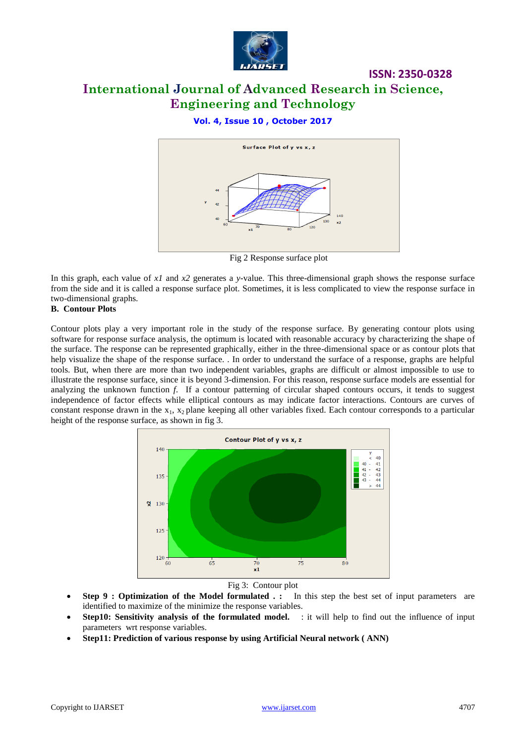Fig 2 Response surface plot

In this graph, each value of *x1* and *x2* generates a *y*-value. This three-dimensional graph shows the response surface from the side and it is called a response surface plot. Sometimes, it is less complicated to view the response surface in two-dimensional graphs.

**B. Contour Plots**

Contour plots play a very important role in the study of the response surface. By generating contour plots using software for response surface analysis, the optimum is located with reasonable accuracy by characterizing the shape of the surface. The response can be represented graphically, either in the three-dimensional space or as contour plots that help visualize the shape of the response surface. . In order to understand the surface of a response, graphs are helpful tools. But, when there are more than two independent variables, graphs are difficult or almost impossible to use to illustrate the response surface, since it is beyond 3-dimension. For this reason, response surface models are essential for analyzing the unknown function *f*. If a contour patterning of circular shaped contours occurs, it tends to suggest independence of factor effects while elliptical contours as may indicate factor interactions. Contours are curves of constant response drawn in the $x_1$, $x_2$ plane keeping all other variables fixed. Each contour corresponds to a particular height of the response surface, as shown in fig 3.

Fig 3: Contour plot

- **Step 9 : Optimization of the Model formulated . :** In this step the best set of input parameters are identified to maximize of the minimize the response variables.
- **Step10: Sensitivity analysis of the formulated model.** : it will help to find out the influence of input parameters wrt response variables.
- **Step11: Prediction of various response by using Artificial Neural network ( ANN)**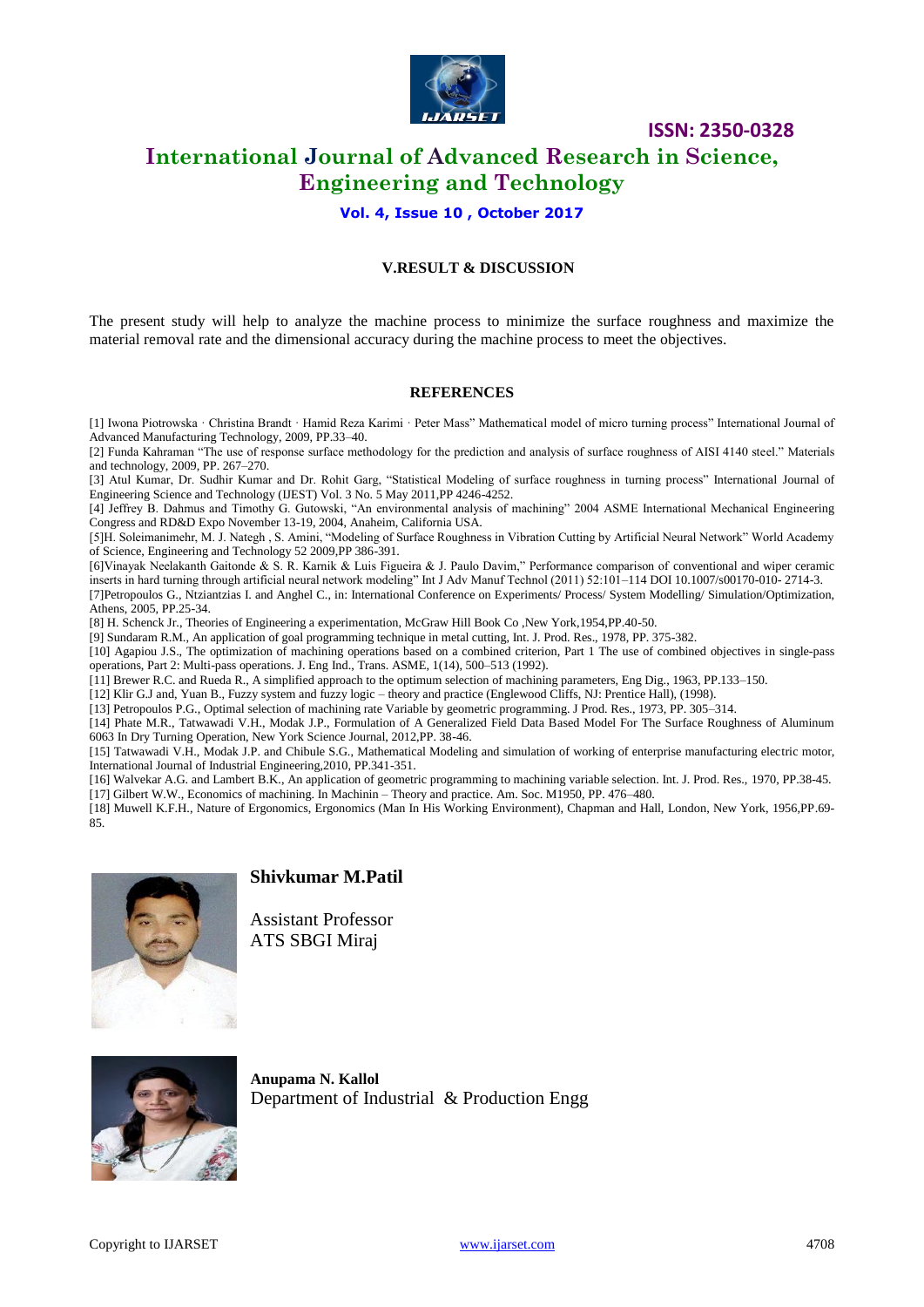## V.RESULT & DISCUSSION

The present study will help to analyze the machine process to minimize the surface roughness and maximize the material removal rate and the dimensional accuracy during the machine process to meet the objectives.

## REFERENCES

[1] Iwona Piotrowska · Christina Brandt · Hamid Reza Karimi · Peter Mass" Mathematical model of micro turning process" International Journal of Advanced Manufacturing Technology, 2009, PP.33–40.

[2] Funda Kahraman "The use of response surface methodology for the prediction and analysis of surface roughness of AISI 4140 steel." Materials and technology, 2009, PP. 267–270.

[3] Atul Kumar, Dr. Sudhir Kumar and Dr. Rohit Garg, "Statistical Modeling of surface roughness in turning process" International Journal of Engineering Science and Technology (IJEST) Vol. 3 No. 5 May 2011,PP 4246-4252.

[4] Jeffrey B. Dahmus and Timothy G. Gutowski, "An environmental analysis of machining" 2004 ASME International Mechanical Engineering Congress and RD&D Expo November 13-19, 2004, Anaheim, California USA.

[5]H. Soleimanimehr, M. J. Nategh , S. Amini, "Modeling of Surface Roughness in Vibration Cutting by Artificial Neural Network" World Academy of Science, Engineering and Technology 52 2009,PP 386-391.

[6]Vinayak Neelakanth Gaitonde & S. R. Karnik & Luis Figueira & J. Paulo Davim," Performance comparison of conventional and wiper ceramic inserts in hard turning through artificial neural network modeling" Int J Adv Manuf Technol (2011) 52:101–114 DOI 10.1007/s00170-010- 2714-3.

[7]Petropoulos G., Ntziantzias I. and Anghel C., in: International Conference on Experiments/ Process/ System Modelling/ Simulation/Optimization, Athens, 2005, PP.25-34.

[8] H. Schenck Jr., Theories of Engineering a experimentation, McGraw Hill Book Co ,New York,1954,PP.40-50.

[9] Sundaram R.M., An application of goal programming technique in metal cutting, Int. J. Prod. Res., 1978, PP. 375-382.

[10] Agapiou J.S., The optimization of machining operations based on a combined criterion, Part 1 The use of combined objectives in single-pass operations, Part 2: Multi-pass operations. J. Eng Ind., Trans. ASME, 1(14), 500–513 (1992).

[11] Brewer R.C. and Rueda R., A simplified approach to the optimum selection of machining parameters, Eng Dig., 1963, PP.133–150.

[12] Klir G.J and, Yuan B., Fuzzy system and fuzzy logic – theory and practice (Englewood Cliffs, NJ: Prentice Hall), (1998).

[13] Petropoulos P.G., Optimal selection of machining rate Variable by geometric programming. J Prod. Res., 1973, PP. 305–314.

[14] Phate M.R., Tatwawadi V.H., Modak J.P., Formulation of A Generalized Field Data Based Model For The Surface Roughness of Aluminum 6063 In Dry Turning Operation, New York Science Journal, 2012,PP. 38-46.

[15] Tatwawadi V.H., Modak J.P. and Chibule S.G., Mathematical Modeling and simulation of working of enterprise manufacturing electric motor, International Journal of Industrial Engineering,2010, PP.341-351.

[16] Walvekar A.G. and Lambert B.K., An application of geometric programming to machining variable selection. Int. J. Prod. Res., 1970, PP.38-45.

[17] Gilbert W.W., Economics of machining. In Machinin – Theory and practice. Am. Soc. M1950, PP. 476–480.

[18] Muwell K.F.H., Nature of Ergonomics, Ergonomics (Man In His Working Environment), Chapman and Hall, London, New York, 1956,PP.69-85.

**Shivkumar M.Patil**

Assistant Professor
ATS SBGI Miraj

**Anupama N. Kallol**
Department of Industrial & Production Engg